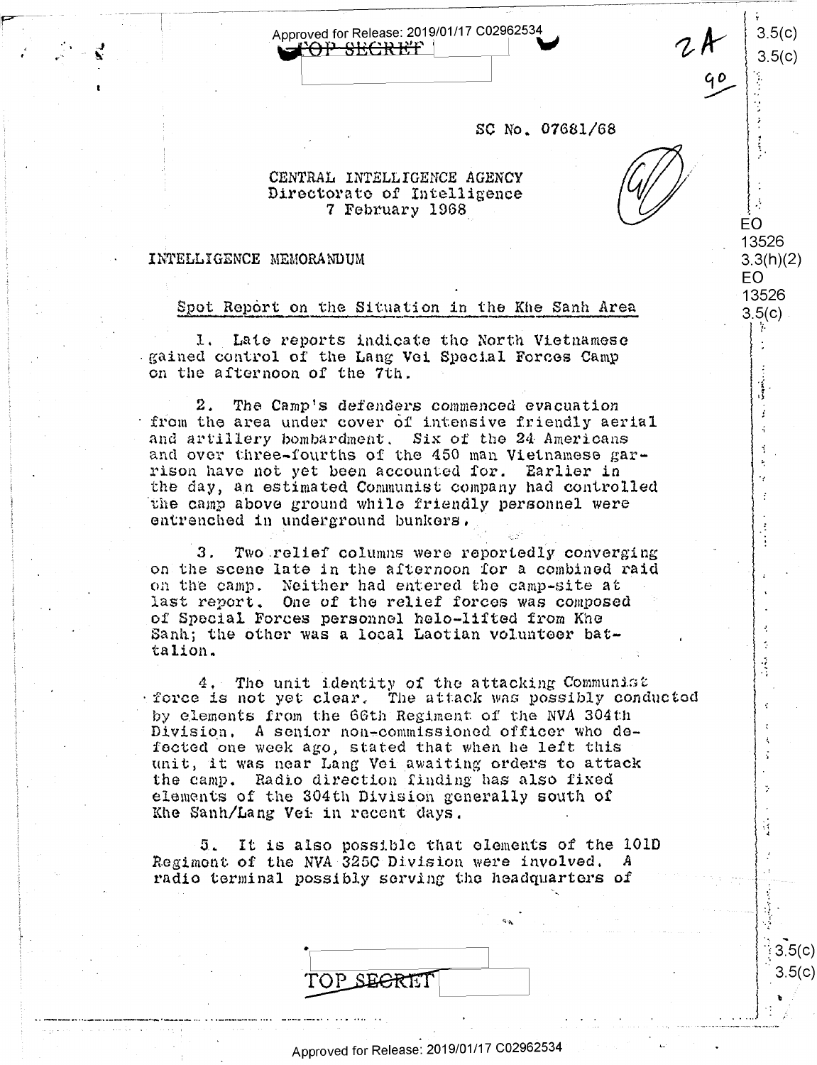TOP SECRET

SC No. 07681/68

CENTRAL INTELLIGENCE AGENCY
Directorate of Intelligence
7 February 1968

INTELLIGENCE MEMORANDUM

## Spot Report on the Situation in the Khe Sanh Area

1. Late reports indicate the North Vietnamese gained control of the Lang Vei Special Forces Camp on the afternoon of the 7th.

2. The Camp's defenders commenced evacuation from the area under cover of intensive friendly aerial and artillery bombardment. Six of the 24 Americans and over three-fourths of the 450 man Vietnamese garrison have not yet been accounted for. Earlier in the day, an estimated Communist company had controlled the camp above ground while friendly personnel were entrenched in underground bunkers.

3. Two relief columns were reportedly converging on the scene late in the afternoon for a combined raid on the camp. Neither had entered the camp-site at last report. One of the relief forces was composed of Special Forces personnel helo-lifted from Khe Sanh; the other was a local Laotian volunteer battalion.

4. The unit identity of the attacking Communist force is not yet clear. The attack was possibly conducted by elements from the 66th Regiment of the NVA 304th Division. A senior non-commissioned officer who defected one week ago, stated that when he left this unit, it was near Lang Vei awaiting orders to attack the camp. Radio direction finding has also fixed elements of the 304th Division generally south of Khe Sanh/Lang Vei in recent days.

5. It is also possible that elements of the 101D Regiment of the NVA 325C Division were involved. A radio terminal possibly serving the headquarters of

TOP SECRET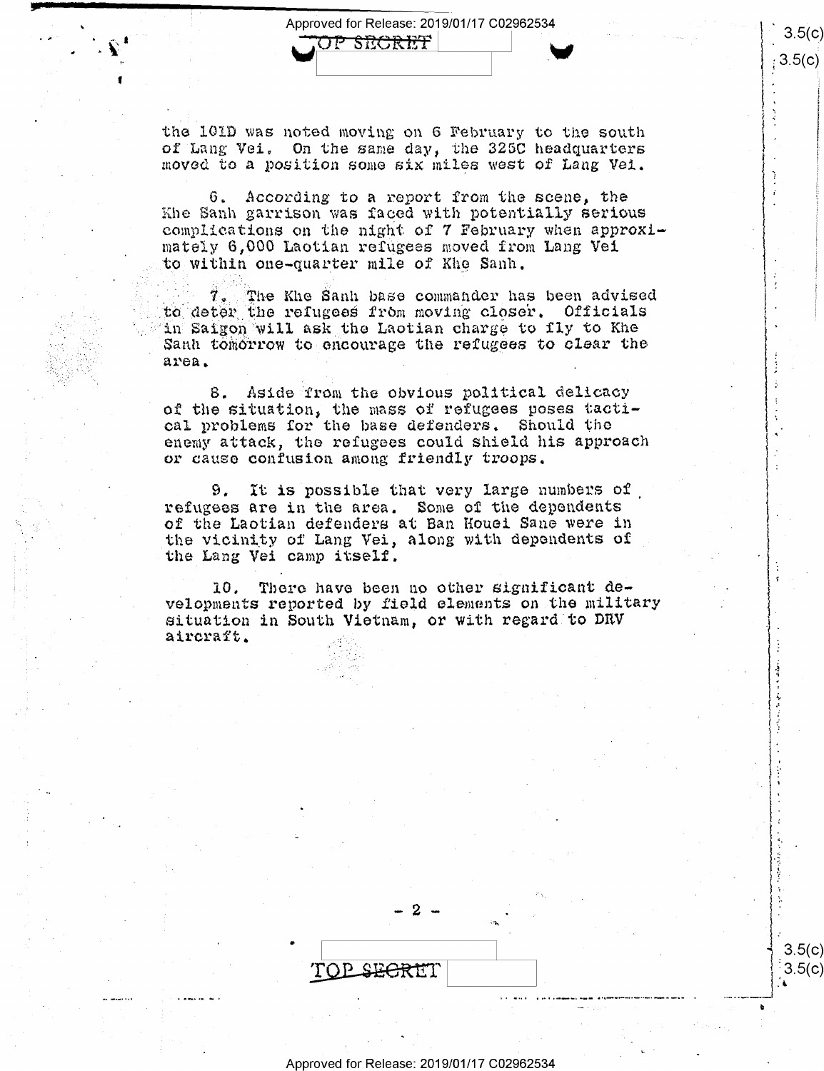the 101D was noted moving on 6 February to the south of Lang Vei. On the same day, the 325C headquarters moved to a position some six miles west of Lang Vei.

6. According to a report from the scene, the Khe Sanh garrison was faced with potentially serious complications on the night of 7 February when approximately 6,000 Laotian refugees moved from Lang Vei to within one-quarter mile of Khe Sanh.

7. The Khe Sanh base commander has been advised to deter the refugees from moving closer. Officials in Saigon will ask the Laotian charge to fly to Khe Sanh tomorrow to encourage the refugees to clear the area.

8. Aside from the obvious political delicacy of the situation, the mass of refugees poses tactical problems for the base defenders. Should the enemy attack, the refugees could shield his approach or cause confusion among friendly troops.

9. It is possible that very large numbers of refugees are in the area. Some of the dependents of the Laotian defenders at Ban Houei Sane were in the vicinity of Lang Vei, along with dependents of the Lang Vei camp itself.

10. There have been no other significant developments reported by field elements on the military situation in South Vietnam, or with regard to DRV aircraft.